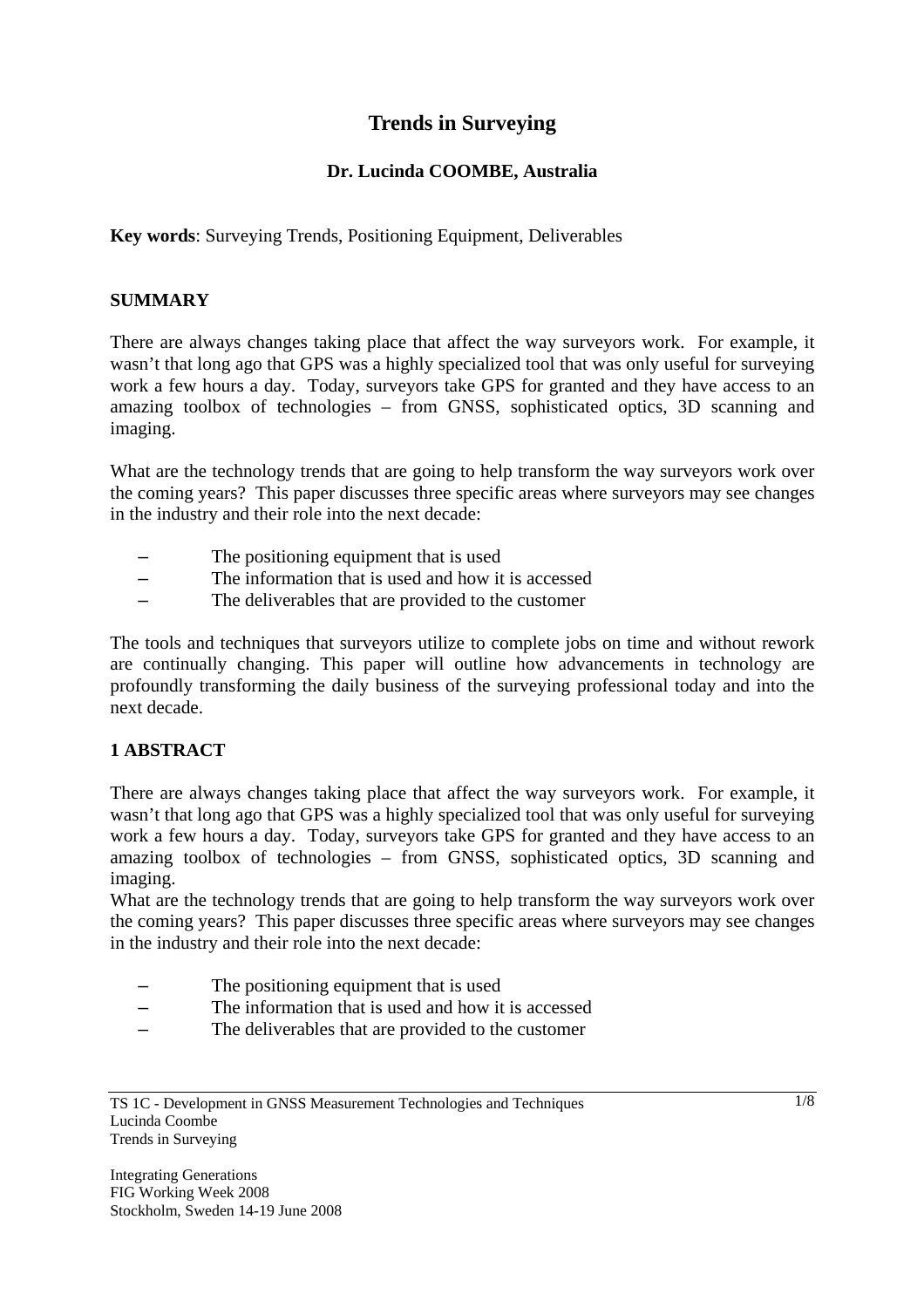# Trends in Surveying

**Dr. Lucinda COOMBE, Australia**

**Key words**: Surveying Trends, Positioning Equipment, Deliverables

## SUMMARY

There are always changes taking place that affect the way surveyors work. For example, it wasn't that long ago that GPS was a highly specialized tool that was only useful for surveying work a few hours a day. Today, surveyors take GPS for granted and they have access to an amazing toolbox of technologies – from GNSS, sophisticated optics, 3D scanning and imaging.

What are the technology trends that are going to help transform the way surveyors work over the coming years? This paper discusses three specific areas where surveyors may see changes in the industry and their role into the next decade:

- The positioning equipment that is used
- The information that is used and how it is accessed
- The deliverables that are provided to the customer

The tools and techniques that surveyors utilize to complete jobs on time and without rework are continually changing. This paper will outline how advancements in technology are profoundly transforming the daily business of the surveying professional today and into the next decade.

## 1 ABSTRACT

There are always changes taking place that affect the way surveyors work. For example, it wasn't that long ago that GPS was a highly specialized tool that was only useful for surveying work a few hours a day. Today, surveyors take GPS for granted and they have access to an amazing toolbox of technologies – from GNSS, sophisticated optics, 3D scanning and imaging.

What are the technology trends that are going to help transform the way surveyors work over the coming years? This paper discusses three specific areas where surveyors may see changes in the industry and their role into the next decade:

- The positioning equipment that is used
- The information that is used and how it is accessed
- The deliverables that are provided to the customer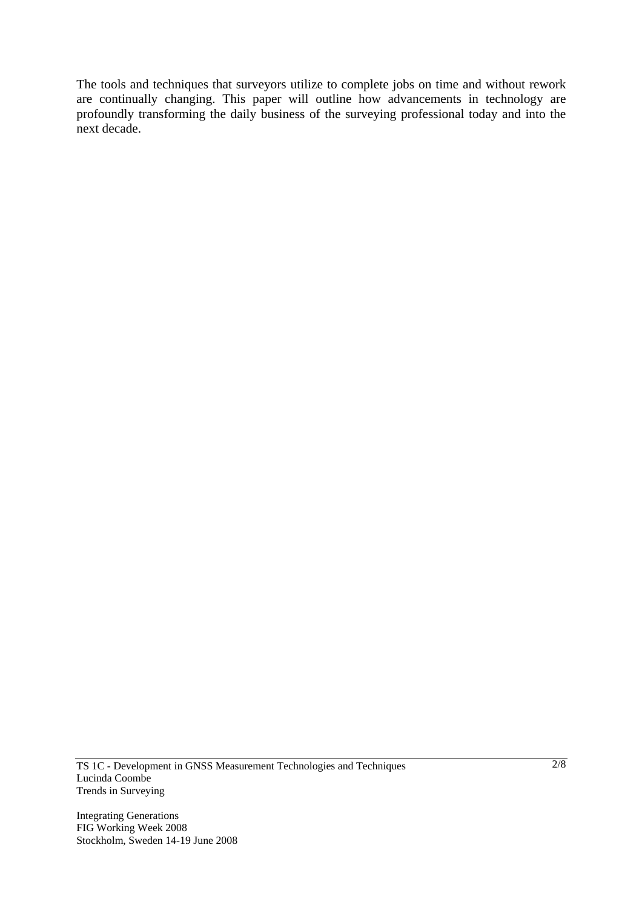The tools and techniques that surveyors utilize to complete jobs on time and without rework are continually changing. This paper will outline how advancements in technology are profoundly transforming the daily business of the surveying professional today and into the next decade.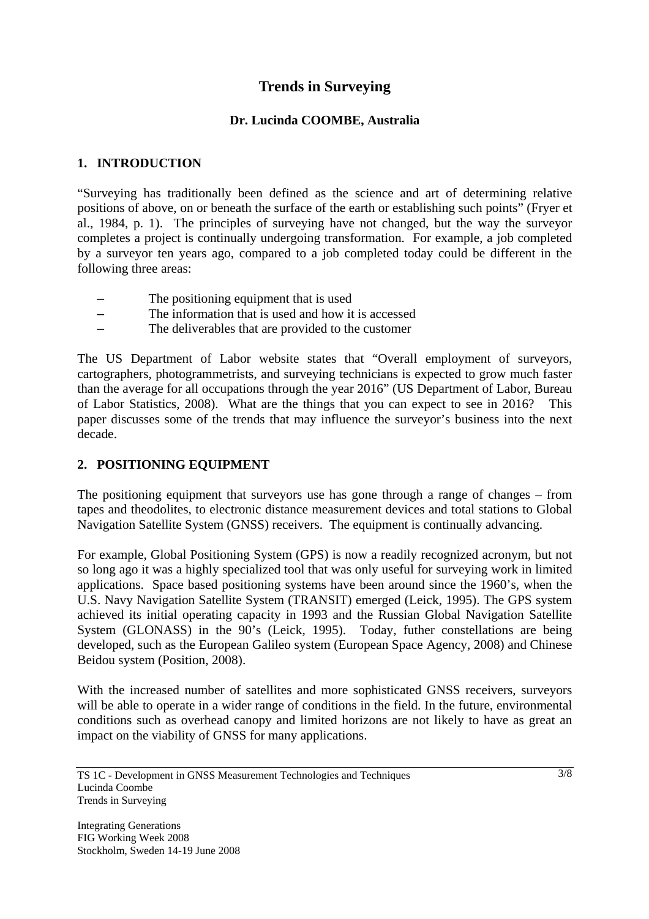# Trends in Surveying

**Dr. Lucinda COOMBE, Australia**

## 1. INTRODUCTION

"Surveying has traditionally been defined as the science and art of determining relative positions of above, on or beneath the surface of the earth or establishing such points" (Fryer et al., 1984, p. 1). The principles of surveying have not changed, but the way the surveyor completes a project is continually undergoing transformation. For example, a job completed by a surveyor ten years ago, compared to a job completed today could be different in the following three areas:

- The positioning equipment that is used
- The information that is used and how it is accessed
- The deliverables that are provided to the customer

The US Department of Labor website states that "Overall employment of surveyors, cartographers, photogrammetrists, and surveying technicians is expected to grow much faster than the average for all occupations through the year 2016" (US Department of Labor, Bureau of Labor Statistics, 2008). What are the things that you can expect to see in 2016? This paper discusses some of the trends that may influence the surveyor's business into the next decade.

## 2. POSITIONING EQUIPMENT

The positioning equipment that surveyors use has gone through a range of changes – from tapes and theodolites, to electronic distance measurement devices and total stations to Global Navigation Satellite System (GNSS) receivers. The equipment is continually advancing.

For example, Global Positioning System (GPS) is now a readily recognized acronym, but not so long ago it was a highly specialized tool that was only useful for surveying work in limited applications. Space based positioning systems have been around since the 1960's, when the U.S. Navy Navigation Satellite System (TRANSIT) emerged (Leick, 1995). The GPS system achieved its initial operating capacity in 1993 and the Russian Global Navigation Satellite System (GLONASS) in the 90's (Leick, 1995). Today, futher constellations are being developed, such as the European Galileo system (European Space Agency, 2008) and Chinese Beidou system (Position, 2008).

With the increased number of satellites and more sophisticated GNSS receivers, surveyors will be able to operate in a wider range of conditions in the field. In the future, environmental conditions such as overhead canopy and limited horizons are not likely to have as great an impact on the viability of GNSS for many applications.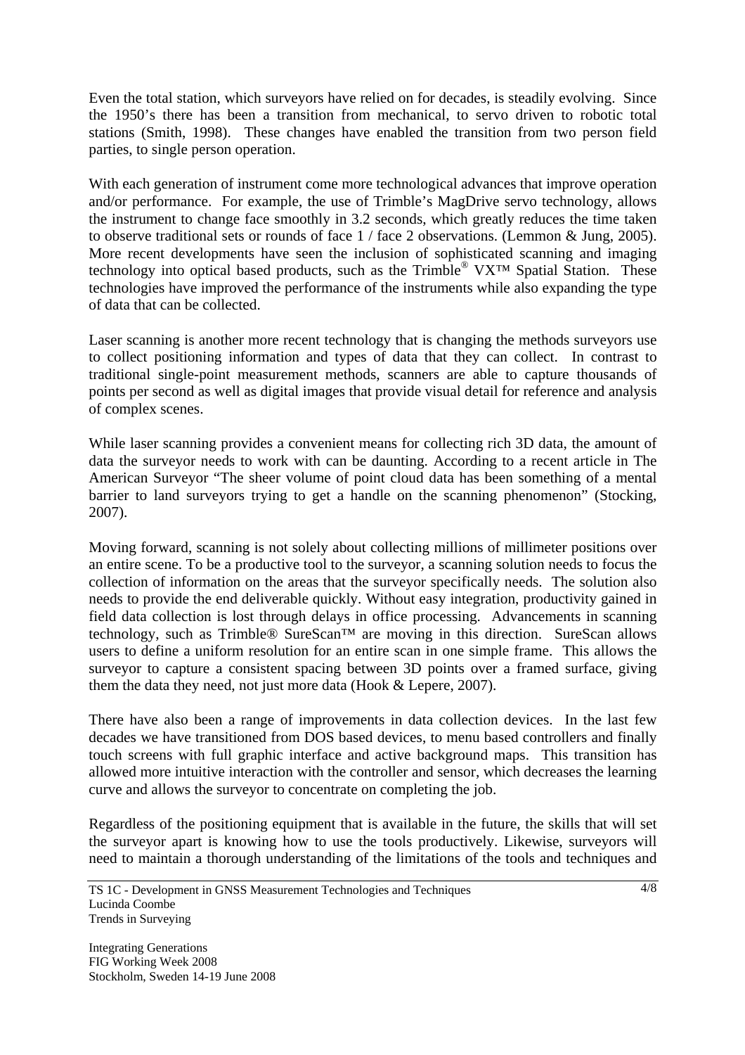Even the total station, which surveyors have relied on for decades, is steadily evolving. Since the 1950's there has been a transition from mechanical, to servo driven to robotic total stations (Smith, 1998). These changes have enabled the transition from two person field parties, to single person operation.

With each generation of instrument come more technological advances that improve operation and/or performance. For example, the use of Trimble's MagDrive servo technology, allows the instrument to change face smoothly in 3.2 seconds, which greatly reduces the time taken to observe traditional sets or rounds of face 1 / face 2 observations. (Lemmon & Jung, 2005). More recent developments have seen the inclusion of sophisticated scanning and imaging technology into optical based products, such as the Trimble® VX™ Spatial Station. These technologies have improved the performance of the instruments while also expanding the type of data that can be collected.

Laser scanning is another more recent technology that is changing the methods surveyors use to collect positioning information and types of data that they can collect. In contrast to traditional single-point measurement methods, scanners are able to capture thousands of points per second as well as digital images that provide visual detail for reference and analysis of complex scenes.

While laser scanning provides a convenient means for collecting rich 3D data, the amount of data the surveyor needs to work with can be daunting. According to a recent article in The American Surveyor "The sheer volume of point cloud data has been something of a mental barrier to land surveyors trying to get a handle on the scanning phenomenon" (Stocking, 2007).

Moving forward, scanning is not solely about collecting millions of millimeter positions over an entire scene. To be a productive tool to the surveyor, a scanning solution needs to focus the collection of information on the areas that the surveyor specifically needs. The solution also needs to provide the end deliverable quickly. Without easy integration, productivity gained in field data collection is lost through delays in office processing. Advancements in scanning technology, such as Trimble® SureScan™ are moving in this direction. SureScan allows users to define a uniform resolution for an entire scan in one simple frame. This allows the surveyor to capture a consistent spacing between 3D points over a framed surface, giving them the data they need, not just more data (Hook & Lepere, 2007).

There have also been a range of improvements in data collection devices. In the last few decades we have transitioned from DOS based devices, to menu based controllers and finally touch screens with full graphic interface and active background maps. This transition has allowed more intuitive interaction with the controller and sensor, which decreases the learning curve and allows the surveyor to concentrate on completing the job.

Regardless of the positioning equipment that is available in the future, the skills that will set the surveyor apart is knowing how to use the tools productively. Likewise, surveyors will need to maintain a thorough understanding of the limitations of the tools and techniques and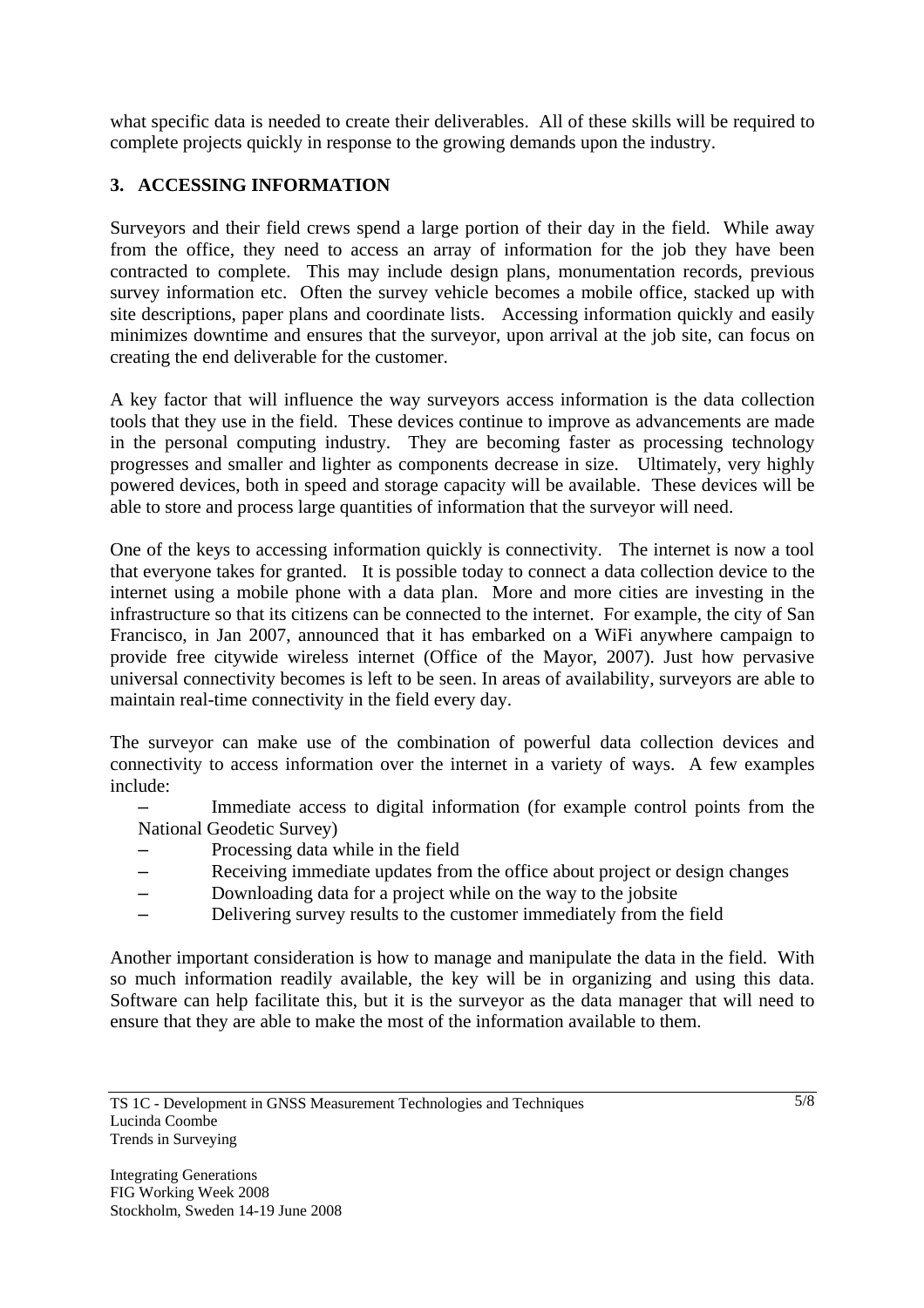what specific data is needed to create their deliverables. All of these skills will be required to complete projects quickly in response to the growing demands upon the industry.

## 3. ACCESSING INFORMATION

Surveyors and their field crews spend a large portion of their day in the field. While away from the office, they need to access an array of information for the job they have been contracted to complete. This may include design plans, monumentation records, previous survey information etc. Often the survey vehicle becomes a mobile office, stacked up with site descriptions, paper plans and coordinate lists. Accessing information quickly and easily minimizes downtime and ensures that the surveyor, upon arrival at the job site, can focus on creating the end deliverable for the customer.

A key factor that will influence the way surveyors access information is the data collection tools that they use in the field. These devices continue to improve as advancements are made in the personal computing industry. They are becoming faster as processing technology progresses and smaller and lighter as components decrease in size. Ultimately, very highly powered devices, both in speed and storage capacity will be available. These devices will be able to store and process large quantities of information that the surveyor will need.

One of the keys to accessing information quickly is connectivity. The internet is now a tool that everyone takes for granted. It is possible today to connect a data collection device to the internet using a mobile phone with a data plan. More and more cities are investing in the infrastructure so that its citizens can be connected to the internet. For example, the city of San Francisco, in Jan 2007, announced that it has embarked on a WiFi anywhere campaign to provide free citywide wireless internet (Office of the Mayor, 2007). Just how pervasive universal connectivity becomes is left to be seen. In areas of availability, surveyors are able to maintain real-time connectivity in the field every day.

The surveyor can make use of the combination of powerful data collection devices and connectivity to access information over the internet in a variety of ways. A few examples include:

- Immediate access to digital information (for example control points from the National Geodetic Survey)
- Processing data while in the field
- Receiving immediate updates from the office about project or design changes
- Downloading data for a project while on the way to the jobsite
- Delivering survey results to the customer immediately from the field

Another important consideration is how to manage and manipulate the data in the field. With so much information readily available, the key will be in organizing and using this data. Software can help facilitate this, but it is the surveyor as the data manager that will need to ensure that they are able to make the most of the information available to them.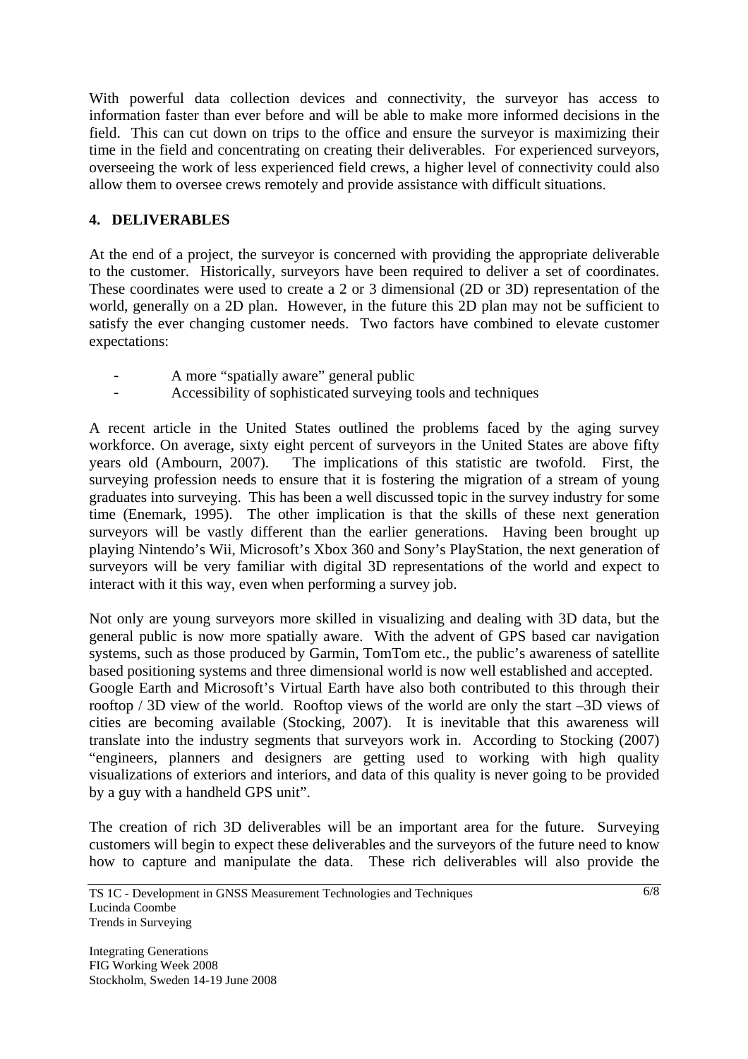With powerful data collection devices and connectivity, the surveyor has access to information faster than ever before and will be able to make more informed decisions in the field. This can cut down on trips to the office and ensure the surveyor is maximizing their time in the field and concentrating on creating their deliverables. For experienced surveyors, overseeing the work of less experienced field crews, a higher level of connectivity could also allow them to oversee crews remotely and provide assistance with difficult situations.

## 4. DELIVERABLES

At the end of a project, the surveyor is concerned with providing the appropriate deliverable to the customer. Historically, surveyors have been required to deliver a set of coordinates. These coordinates were used to create a 2 or 3 dimensional (2D or 3D) representation of the world, generally on a 2D plan. However, in the future this 2D plan may not be sufficient to satisfy the ever changing customer needs. Two factors have combined to elevate customer expectations:

- A more "spatially aware" general public
- Accessibility of sophisticated surveying tools and techniques

A recent article in the United States outlined the problems faced by the aging survey workforce. On average, sixty eight percent of surveyors in the United States are above fifty years old (Ambourn, 2007). The implications of this statistic are twofold. First, the surveying profession needs to ensure that it is fostering the migration of a stream of young graduates into surveying. This has been a well discussed topic in the survey industry for some time (Enemark, 1995). The other implication is that the skills of these next generation surveyors will be vastly different than the earlier generations. Having been brought up playing Nintendo's Wii, Microsoft's Xbox 360 and Sony's PlayStation, the next generation of surveyors will be very familiar with digital 3D representations of the world and expect to interact with it this way, even when performing a survey job.

Not only are young surveyors more skilled in visualizing and dealing with 3D data, but the general public is now more spatially aware. With the advent of GPS based car navigation systems, such as those produced by Garmin, TomTom etc., the public's awareness of satellite based positioning systems and three dimensional world is now well established and accepted. Google Earth and Microsoft's Virtual Earth have also both contributed to this through their rooftop / 3D view of the world. Rooftop views of the world are only the start –3D views of cities are becoming available (Stocking, 2007). It is inevitable that this awareness will translate into the industry segments that surveyors work in. According to Stocking (2007) "engineers, planners and designers are getting used to working with high quality visualizations of exteriors and interiors, and data of this quality is never going to be provided by a guy with a handheld GPS unit".

The creation of rich 3D deliverables will be an important area for the future. Surveying customers will begin to expect these deliverables and the surveyors of the future need to know how to capture and manipulate the data. These rich deliverables will also provide the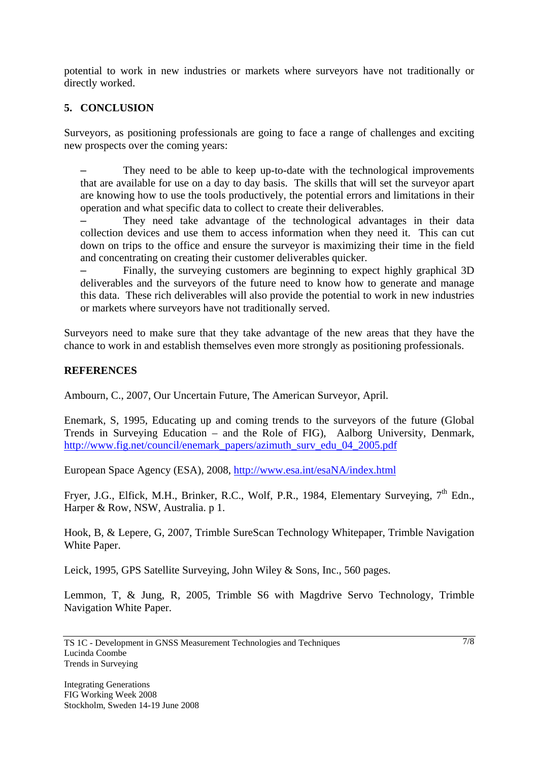potential to work in new industries or markets where surveyors have not traditionally or directly worked.

## 5. CONCLUSION

Surveyors, as positioning professionals are going to face a range of challenges and exciting new prospects over the coming years:

- They need to be able to keep up-to-date with the technological improvements that are available for use on a day to day basis. The skills that will set the surveyor apart are knowing how to use the tools productively, the potential errors and limitations in their operation and what specific data to collect to create their deliverables.
- They need take advantage of the technological advantages in their data collection devices and use them to access information when they need it. This can cut down on trips to the office and ensure the surveyor is maximizing their time in the field and concentrating on creating their customer deliverables quicker.
- Finally, the surveying customers are beginning to expect highly graphical 3D deliverables and the surveyors of the future need to know how to generate and manage this data. These rich deliverables will also provide the potential to work in new industries or markets where surveyors have not traditionally served.

Surveyors need to make sure that they take advantage of the new areas that they have the chance to work in and establish themselves even more strongly as positioning professionals.

## REFERENCES

Ambourn, C., 2007, Our Uncertain Future, The American Surveyor, April.

Enemark, S, 1995, Educating up and coming trends to the surveyors of the future (Global Trends in Surveying Education – and the Role of FIG), Aalborg University, Denmark, http://www.fig.net/council/enemark_papers/azimuth_surv_edu_04_2005.pdf

European Space Agency (ESA), 2008, http://www.esa.int/esaNA/index.html

Fryer, J.G., Elfick, M.H., Brinker, R.C., Wolf, P.R., 1984, Elementary Surveying, 7th Edn., Harper & Row, NSW, Australia. p 1.

Hook, B, & Lepere, G, 2007, Trimble SureScan Technology Whitepaper, Trimble Navigation White Paper.

Leick, 1995, GPS Satellite Surveying, John Wiley & Sons, Inc., 560 pages.

Lemmon, T, & Jung, R, 2005, Trimble S6 with Magdrive Servo Technology, Trimble Navigation White Paper.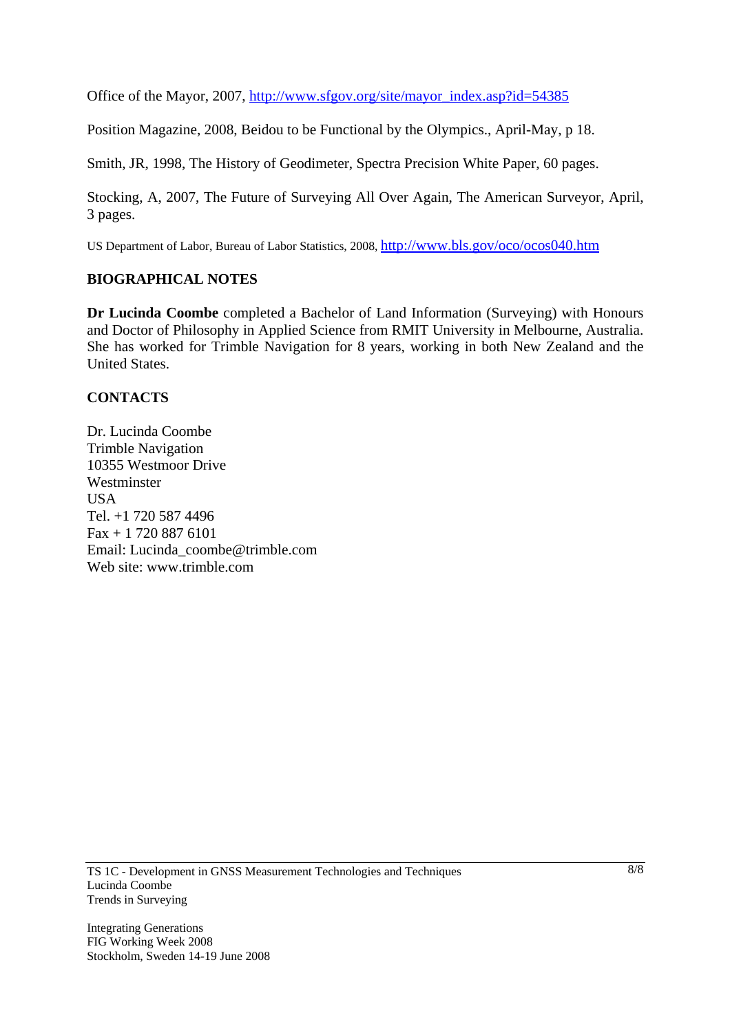Office of the Mayor, 2007, http://www.sfgov.org/site/mayor_index.asp?id=54385

Position Magazine, 2008, Beidou to be Functional by the Olympics., April-May, p 18.

Smith, JR, 1998, The History of Geodimeter, Spectra Precision White Paper, 60 pages.

Stocking, A, 2007, The Future of Surveying All Over Again, The American Surveyor, April, 3 pages.

US Department of Labor, Bureau of Labor Statistics, 2008, http://www.bls.gov/oco/ocos040.htm

## BIOGRAPHICAL NOTES

**Dr Lucinda Coombe** completed a Bachelor of Land Information (Surveying) with Honours and Doctor of Philosophy in Applied Science from RMIT University in Melbourne, Australia. She has worked for Trimble Navigation for 8 years, working in both New Zealand and the United States.

## CONTACTS

Dr. Lucinda Coombe
Trimble Navigation
10355 Westmoor Drive
Westminster
USA
Tel. +1 720 587 4496
Fax + 1 720 887 6101
Email: Lucinda_coombe@trimble.com
Web site: www.trimble.com